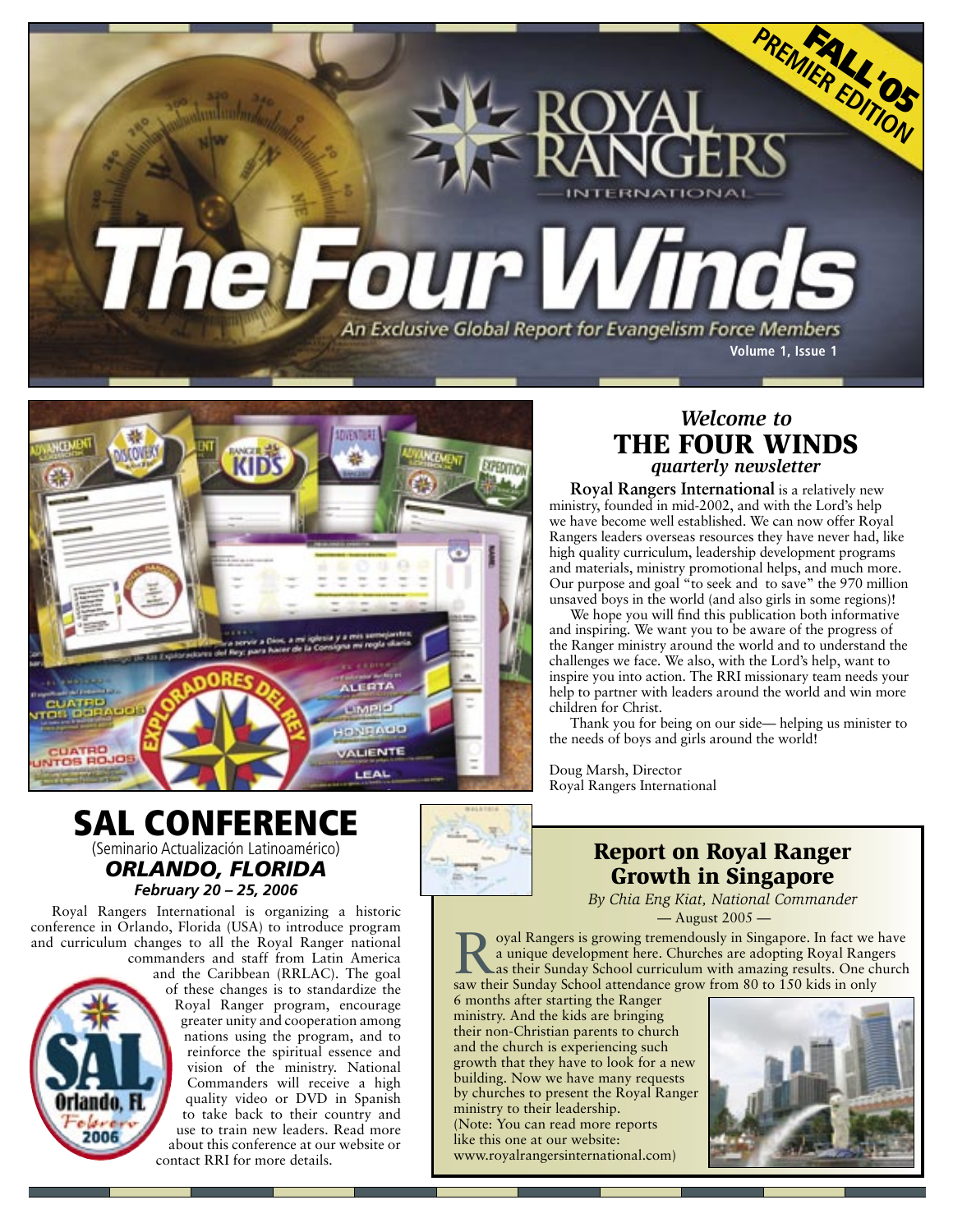FALL '05 PREMIER EDITION

# Royal Rangers International

# The Four Winds

An Exclusive Global Report for Evangelism Force Members

Volume 1, Issue 1

## *Welcome to* THE FOUR WINDS *quarterly newsletter*

**Royal Rangers International** is a relatively new ministry, founded in mid-2002, and with the Lord's help we have become well established. We can now offer Royal Rangers leaders overseas resources they have never had, like high quality curriculum, leadership development programs and materials, ministry promotional helps, and much more. Our purpose and goal "to seek and to save" the 970 million unsaved boys in the world (and also girls in some regions)!

We hope you will find this publication both informative and inspiring. We want you to be aware of the progress of the Ranger ministry around the world and to understand the challenges we face. We also, with the Lord's help, want to inspire you into action. The RRI missionary team needs your help to partner with leaders around the world and win more children for Christ.

Thank you for being on our side— helping us minister to the needs of boys and girls around the world!

Doug Marsh, Director
Royal Rangers International

## SAL CONFERENCE

(Seminario Actualización Latinoamérico)

### *ORLANDO, FLORIDA*

***February 20 – 25, 2006***

Royal Rangers International is organizing a historic conference in Orlando, Florida (USA) to introduce program and curriculum changes to all the Royal Ranger national commanders and staff from Latin America and the Caribbean (RRLAC). The goal of these changes is to standardize the Royal Ranger program, encourage greater unity and cooperation among nations using the program, and to reinforce the spiritual essence and vision of the ministry. National Commanders will receive a high quality video or DVD in Spanish to take back to their country and use to train new leaders. Read more about this conference at our website or contact RRI for more details.

## Report on Royal Ranger Growth in Singapore

*By Chia Eng Kiat, National Commander*

— August 2005 —

Royal Rangers is growing tremendously in Singapore. In fact we have a unique development here. Churches are adopting Royal Rangers as their Sunday School curriculum with amazing results. One church saw their Sunday School attendance grow from 80 to 150 kids in only 6 months after starting the Ranger ministry. And the kids are bringing their non-Christian parents to church and the church is experiencing such growth that they have to look for a new building. Now we have many requests by churches to present the Royal Ranger ministry to their leadership. (Note: You can read more reports like this one at our website: www.royalrangersinternational.com)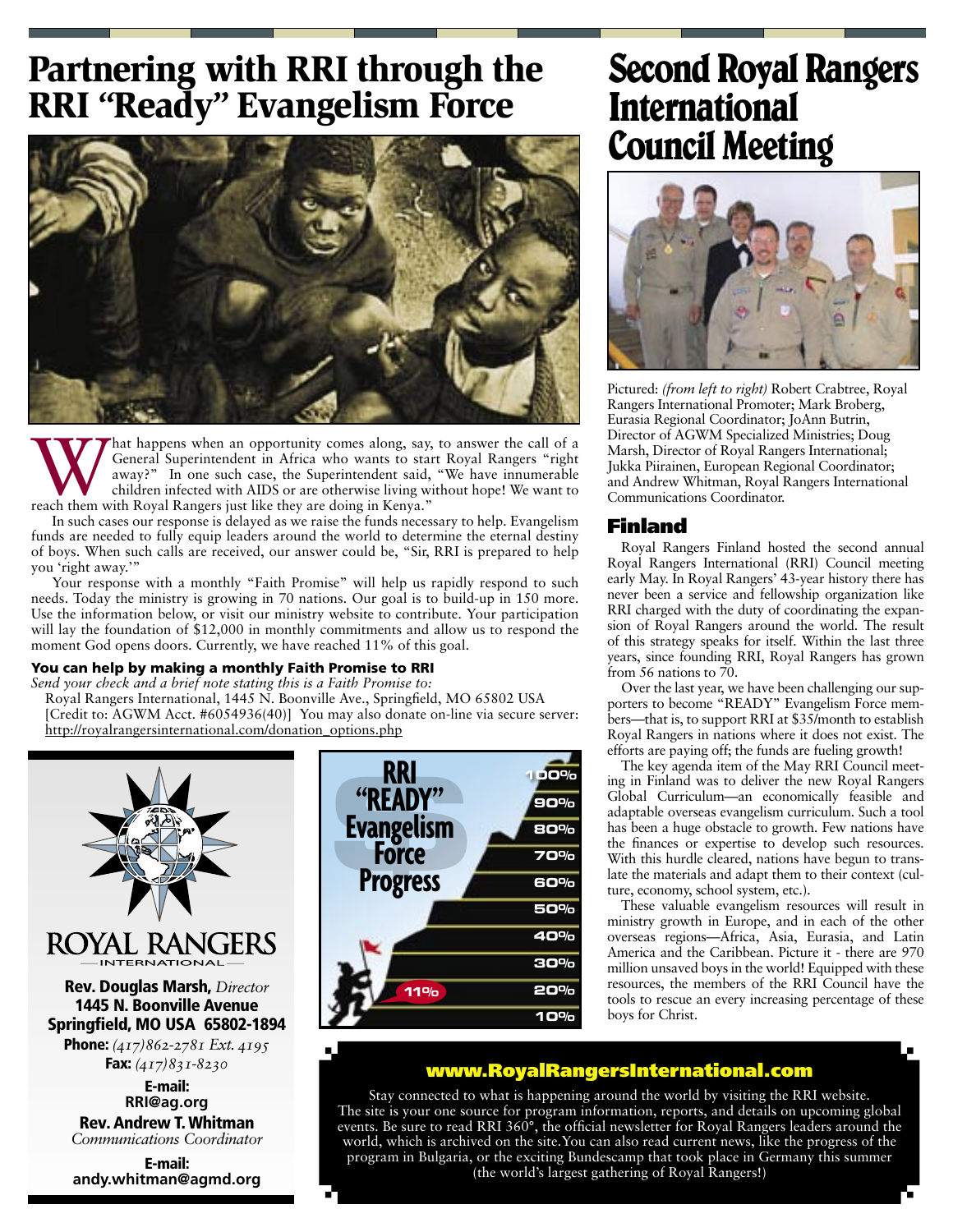# Partnering with RRI through the RRI "Ready" Evangelism Force

What happens when an opportunity comes along, say, to answer the call of a General Superintendent in Africa who wants to start Royal Rangers "right away?" In one such case, the Superintendent said, "We have innumerable children infected with AIDS or are otherwise living without hope! We want to reach them with Royal Rangers just like they are doing in Kenya."

In such cases our response is delayed as we raise the funds necessary to help. Evangelism funds are needed to fully equip leaders around the world to determine the eternal destiny of boys. When such calls are received, our answer could be, "Sir, RRI is prepared to help you 'right away.'"

Your response with a monthly "Faith Promise" will help us rapidly respond to such needs. Today the ministry is growing in 70 nations. Our goal is to build-up in 150 more. Use the information below, or visit our ministry website to contribute. Your participation will lay the foundation of $12,000 in monthly commitments and allow us to respond the moment God opens doors. Currently, we have reached 11% of this goal.

### You can help by making a monthly Faith Promise to RRI

*Send your check and a brief note stating this is a Faith Promise to:*

Royal Rangers International, 1445 N. Boonville Ave., Springfield, MO 65802 USA [Credit to: AGWM Acct. #6054936(40)] You may also donate on-line via secure server: http://royalrangersinternational.com/donation_options.php

ROYAL RANGERS
INTERNATIONAL

**Rev. Douglas Marsh,** *Director*
**1445 N. Boonville Avenue**
**Springfield, MO USA 65802-1894**
**Phone:** *(417)862-2781 Ext. 4195*
**Fax:** *(417)831-8230*
**E-mail:**
**RRI@ag.org**
**Rev. Andrew T. Whitman**
*Communications Coordinator*
**E-mail:**
**andy.whitman@agmd.org**

RRI "READY" Evangelism Force Progress

100%
90%
80%
70%
60%
50%
40%
30%
20%
10%
11%

# Second Royal Rangers International Council Meeting

Pictured: *(from left to right)* Robert Crabtree, Royal Rangers International Promoter; Mark Broberg, Eurasia Regional Coordinator; JoAnn Butrin, Director of AGWM Specialized Ministries; Doug Marsh, Director of Royal Rangers International; Jukka Piirainen, European Regional Coordinator; and Andrew Whitman, Royal Rangers International Communications Coordinator.

## Finland

Royal Rangers Finland hosted the second annual Royal Rangers International (RRI) Council meeting early May. In Royal Rangers' 43-year history there has never been a service and fellowship organization like RRI charged with the duty of coordinating the expansion of Royal Rangers around the world. The result of this strategy speaks for itself. Within the last three years, since founding RRI, Royal Rangers has grown from 56 nations to 70.

Over the last year, we have been challenging our supporters to become "READY" Evangelism Force members—that is, to support RRI at $35/month to establish Royal Rangers in nations where it does not exist. The efforts are paying off; the funds are fueling growth!

The key agenda item of the May RRI Council meeting in Finland was to deliver the new Royal Rangers Global Curriculum—an economically feasible and adaptable overseas evangelism curriculum. Such a tool has been a huge obstacle to growth. Few nations have the finances or expertise to develop such resources. With this hurdle cleared, nations have begun to translate the materials and adapt them to their context (culture, economy, school system, etc.).

These valuable evangelism resources will result in ministry growth in Europe, and in each of the other overseas regions—Africa, Asia, Eurasia, and Latin America and the Caribbean. Picture it - there are 970 million unsaved boys in the world! Equipped with these resources, the members of the RRI Council have the tools to rescue an every increasing percentage of these boys for Christ.

### www.RoyalRangersInternational.com

Stay connected to what is happening around the world by visiting the RRI website. The site is your one source for program information, reports, and details on upcoming global events. Be sure to read RRI 360°, the official newsletter for Royal Rangers leaders around the world, which is archived on the site.You can also read current news, like the progress of the program in Bulgaria, or the exciting Bundescamp that took place in Germany this summer (the world's largest gathering of Royal Rangers!)